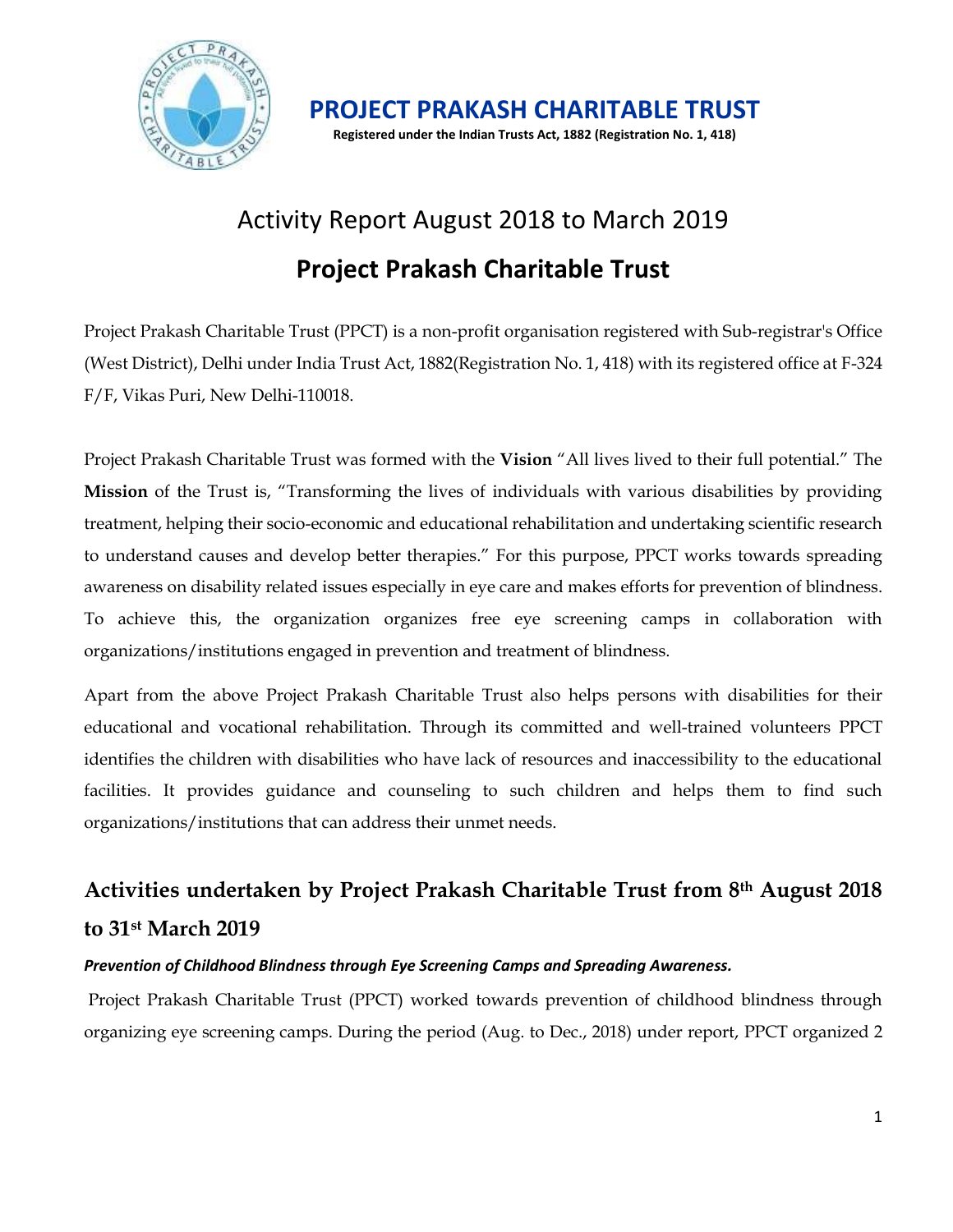# PROJECT PRAKASH CHARITABLE TRUST

**Registered under the Indian Trusts Act, 1882 (Registration No. 1, 418)**

## Activity Report August 2018 to March 2019

## Project Prakash Charitable Trust

Project Prakash Charitable Trust (PPCT) is a non-profit organisation registered with Sub-registrar's Office (West District), Delhi under India Trust Act, 1882(Registration No. 1, 418) with its registered office at F-324 F/F, Vikas Puri, New Delhi-110018.

Project Prakash Charitable Trust was formed with the **Vision** "All lives lived to their full potential." The **Mission** of the Trust is, "Transforming the lives of individuals with various disabilities by providing treatment, helping their socio-economic and educational rehabilitation and undertaking scientific research to understand causes and develop better therapies." For this purpose, PPCT works towards spreading awareness on disability related issues especially in eye care and makes efforts for prevention of blindness. To achieve this, the organization organizes free eye screening camps in collaboration with organizations/institutions engaged in prevention and treatment of blindness.

Apart from the above Project Prakash Charitable Trust also helps persons with disabilities for their educational and vocational rehabilitation. Through its committed and well-trained volunteers PPCT identifies the children with disabilities who have lack of resources and inaccessibility to the educational facilities. It provides guidance and counseling to such children and helps them to find such organizations/institutions that can address their unmet needs.

## Activities undertaken by Project Prakash Charitable Trust from 8th August 2018 to 31st March 2019

***Prevention of Childhood Blindness through Eye Screening Camps and Spreading Awareness.***

Project Prakash Charitable Trust (PPCT) worked towards prevention of childhood blindness through organizing eye screening camps. During the period (Aug. to Dec., 2018) under report, PPCT organized 2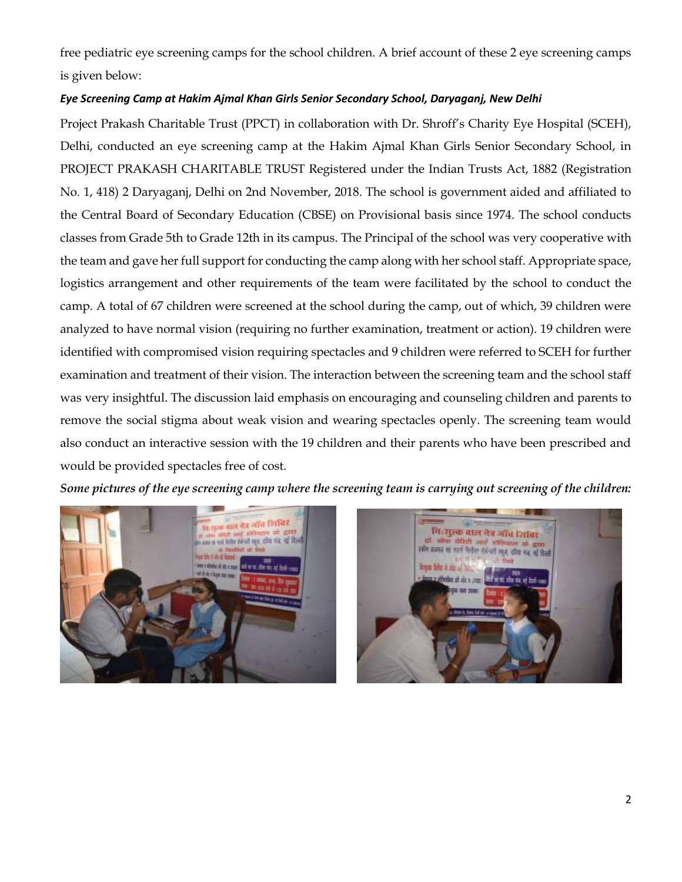free pediatric eye screening camps for the school children. A brief account of these 2 eye screening camps is given below:

***Eye Screening Camp at Hakim Ajmal Khan Girls Senior Secondary School, Daryaganj, New Delhi***

Project Prakash Charitable Trust (PPCT) in collaboration with Dr. Shroff's Charity Eye Hospital (SCEH), Delhi, conducted an eye screening camp at the Hakim Ajmal Khan Girls Senior Secondary School, in PROJECT PRAKASH CHARITABLE TRUST Registered under the Indian Trusts Act, 1882 (Registration No. 1, 418) 2 Daryaganj, Delhi on 2nd November, 2018. The school is government aided and affiliated to the Central Board of Secondary Education (CBSE) on Provisional basis since 1974. The school conducts classes from Grade 5th to Grade 12th in its campus. The Principal of the school was very cooperative with the team and gave her full support for conducting the camp along with her school staff. Appropriate space, logistics arrangement and other requirements of the team were facilitated by the school to conduct the camp. A total of 67 children were screened at the school during the camp, out of which, 39 children were analyzed to have normal vision (requiring no further examination, treatment or action). 19 children were identified with compromised vision requiring spectacles and 9 children were referred to SCEH for further examination and treatment of their vision. The interaction between the screening team and the school staff was very insightful. The discussion laid emphasis on encouraging and counseling children and parents to remove the social stigma about weak vision and wearing spectacles openly. The screening team would also conduct an interactive session with the 19 children and their parents who have been prescribed and would be provided spectacles free of cost.

***Some pictures of the eye screening camp where the screening team is carrying out screening of the children:***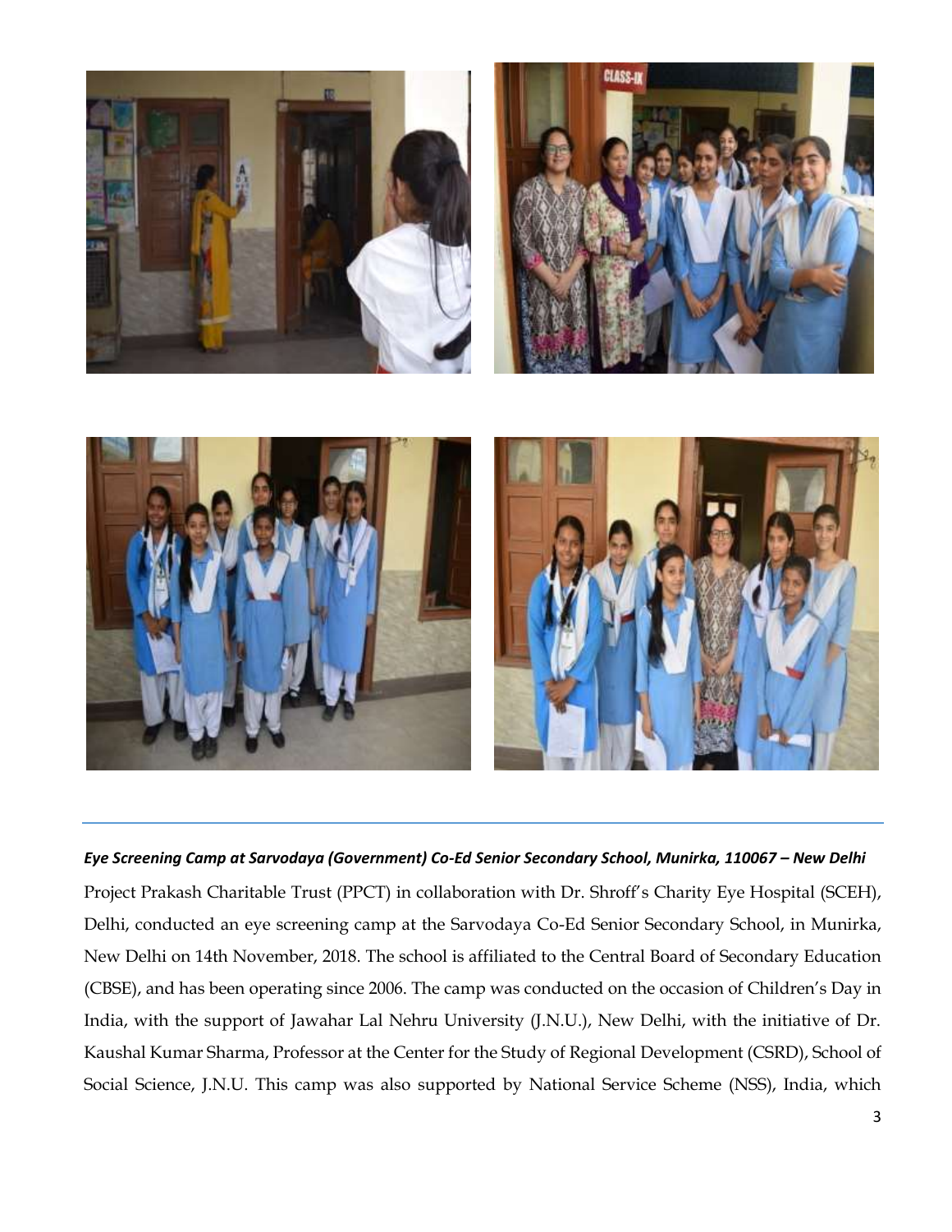***Eye Screening Camp at Sarvodaya (Government) Co-Ed Senior Secondary School, Munirka, 110067 – New Delhi***

Project Prakash Charitable Trust (PPCT) in collaboration with Dr. Shroff's Charity Eye Hospital (SCEH), Delhi, conducted an eye screening camp at the Sarvodaya Co-Ed Senior Secondary School, in Munirka, New Delhi on 14th November, 2018. The school is affiliated to the Central Board of Secondary Education (CBSE), and has been operating since 2006. The camp was conducted on the occasion of Children's Day in India, with the support of Jawahar Lal Nehru University (J.N.U.), New Delhi, with the initiative of Dr. Kaushal Kumar Sharma, Professor at the Center for the Study of Regional Development (CSRD), School of Social Science, J.N.U. This camp was also supported by National Service Scheme (NSS), India, which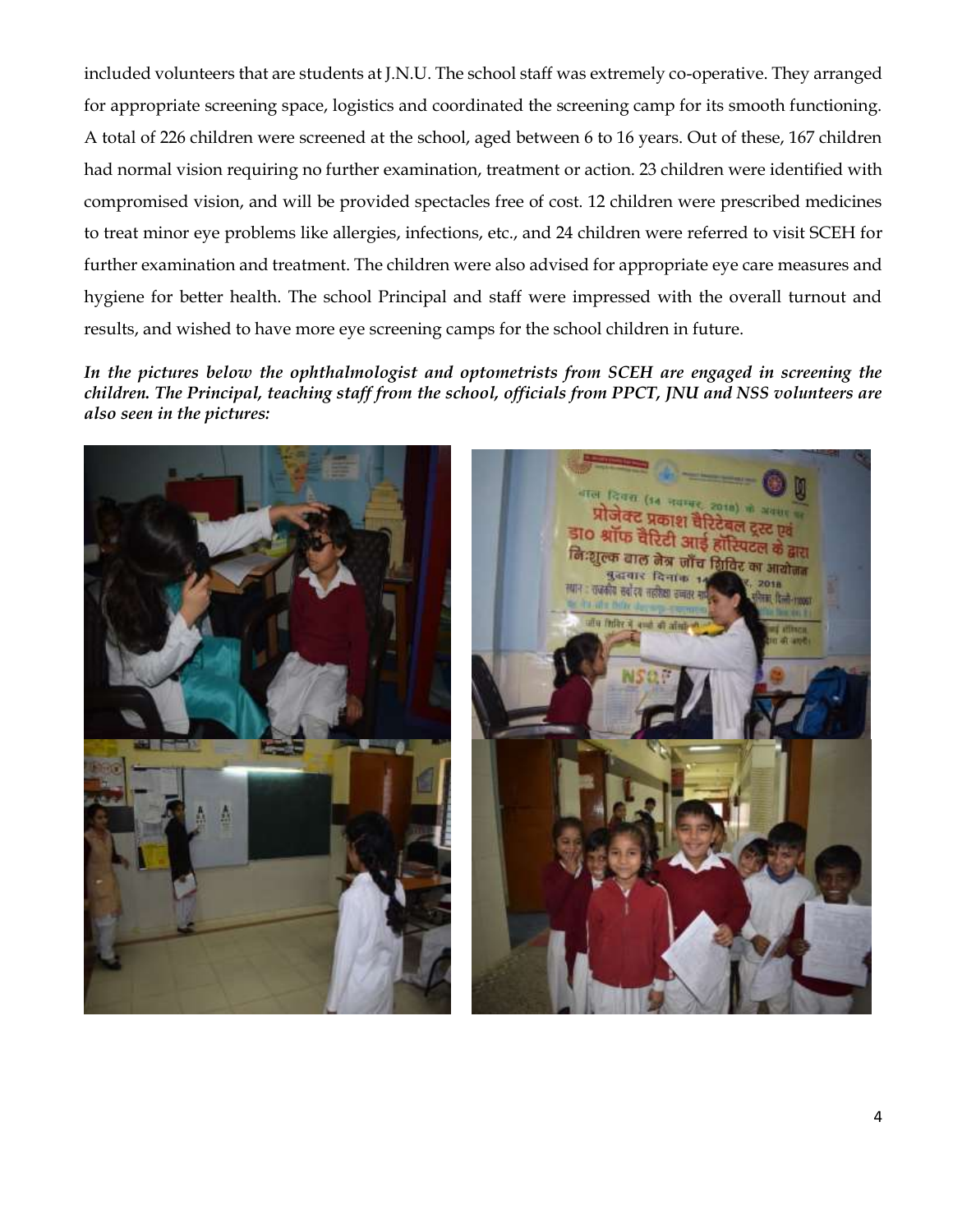included volunteers that are students at J.N.U. The school staff was extremely co-operative. They arranged for appropriate screening space, logistics and coordinated the screening camp for its smooth functioning. A total of 226 children were screened at the school, aged between 6 to 16 years. Out of these, 167 children had normal vision requiring no further examination, treatment or action. 23 children were identified with compromised vision, and will be provided spectacles free of cost. 12 children were prescribed medicines to treat minor eye problems like allergies, infections, etc., and 24 children were referred to visit SCEH for further examination and treatment. The children were also advised for appropriate eye care measures and hygiene for better health. The school Principal and staff were impressed with the overall turnout and results, and wished to have more eye screening camps for the school children in future.

***In the pictures below the ophthalmologist and optometrists from SCEH are engaged in screening the children. The Principal, teaching staff from the school, officials from PPCT, JNU and NSS volunteers are also seen in the pictures:***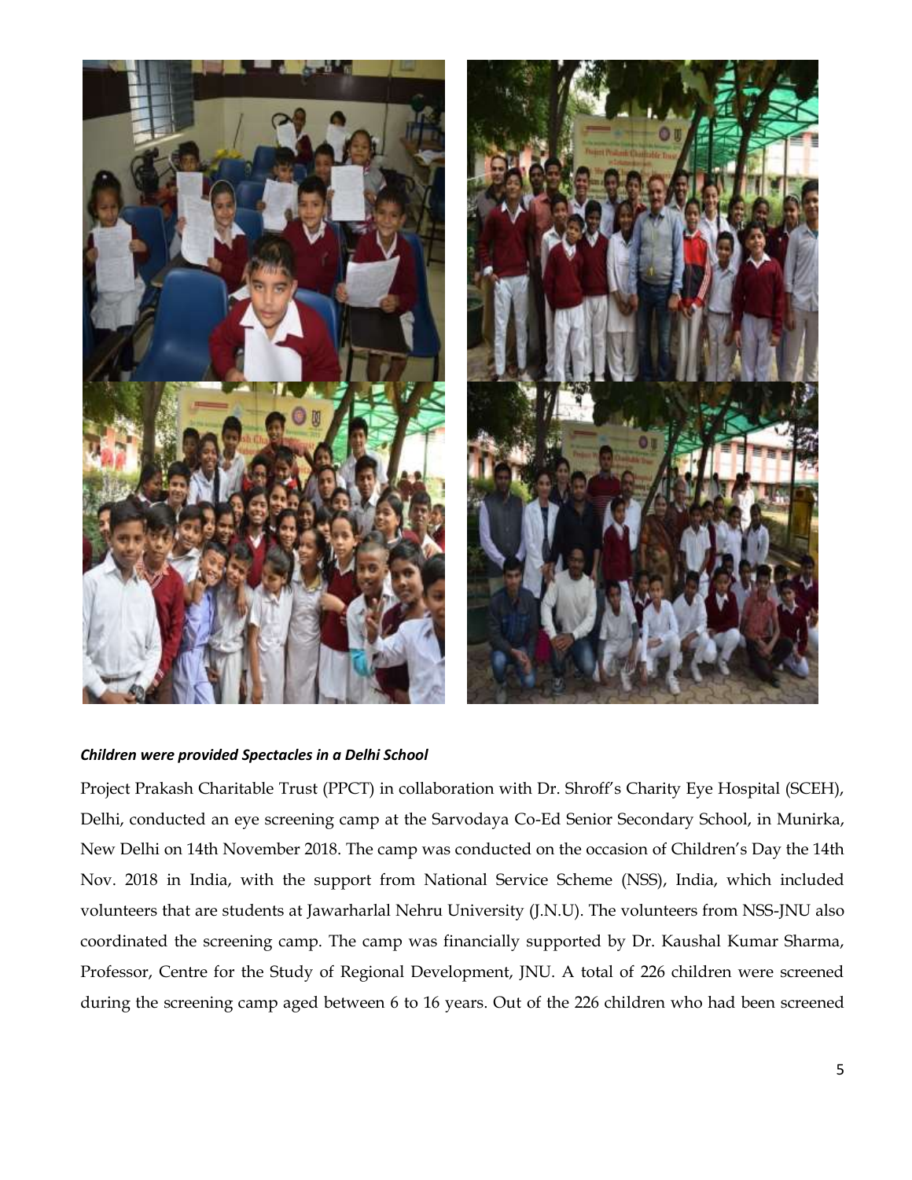***Children were provided Spectacles in a Delhi School***

Project Prakash Charitable Trust (PPCT) in collaboration with Dr. Shroff's Charity Eye Hospital (SCEH), Delhi, conducted an eye screening camp at the Sarvodaya Co-Ed Senior Secondary School, in Munirka, New Delhi on 14th November 2018. The camp was conducted on the occasion of Children's Day the 14th Nov. 2018 in India, with the support from National Service Scheme (NSS), India, which included volunteers that are students at Jawarharlal Nehru University (J.N.U). The volunteers from NSS-JNU also coordinated the screening camp. The camp was financially supported by Dr. Kaushal Kumar Sharma, Professor, Centre for the Study of Regional Development, JNU. A total of 226 children were screened during the screening camp aged between 6 to 16 years. Out of the 226 children who had been screened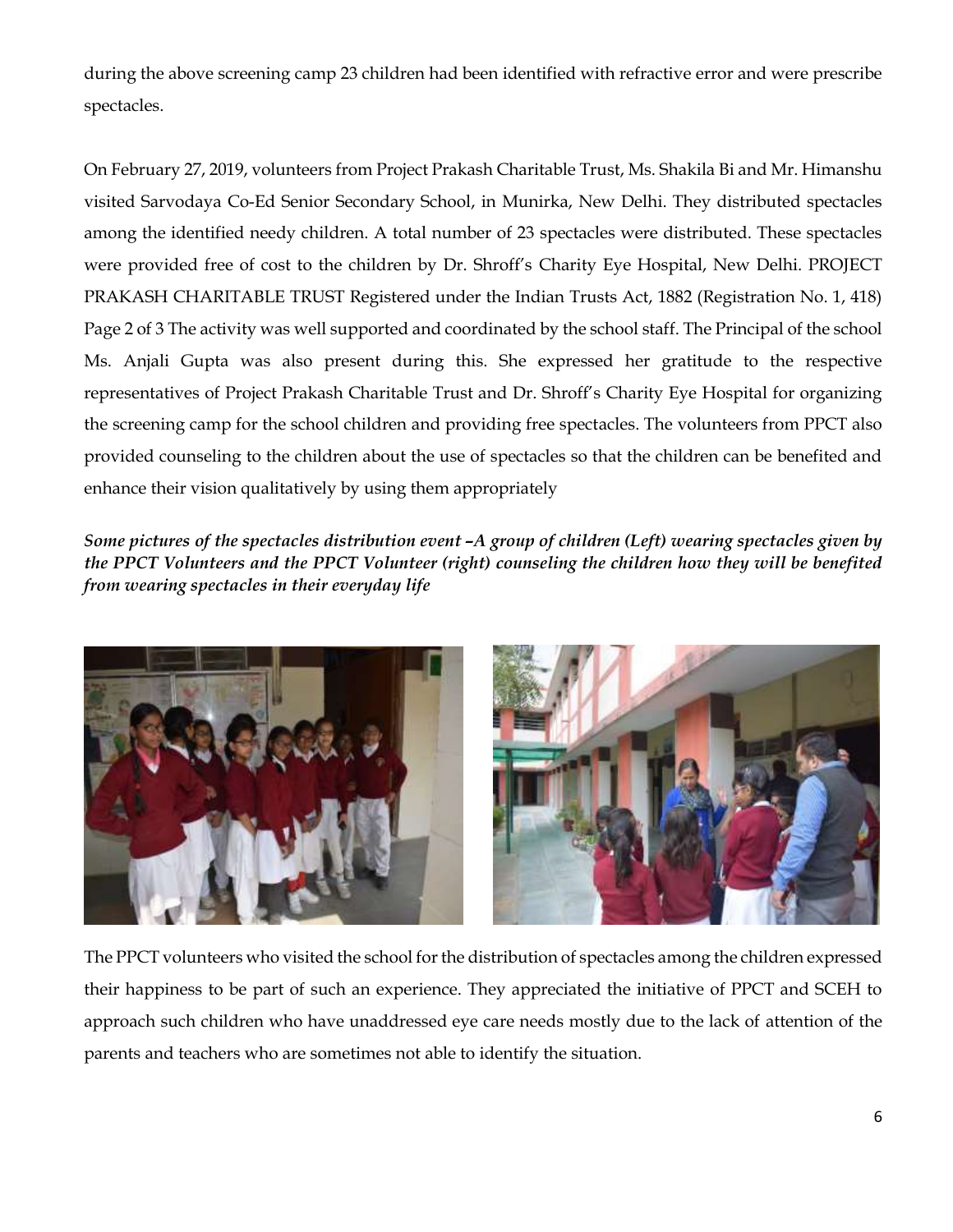during the above screening camp 23 children had been identified with refractive error and were prescribe spectacles.

On February 27, 2019, volunteers from Project Prakash Charitable Trust, Ms. Shakila Bi and Mr. Himanshu visited Sarvodaya Co-Ed Senior Secondary School, in Munirka, New Delhi. They distributed spectacles among the identified needy children. A total number of 23 spectacles were distributed. These spectacles were provided free of cost to the children by Dr. Shroff's Charity Eye Hospital, New Delhi. PROJECT PRAKASH CHARITABLE TRUST Registered under the Indian Trusts Act, 1882 (Registration No. 1, 418) Page 2 of 3 The activity was well supported and coordinated by the school staff. The Principal of the school Ms. Anjali Gupta was also present during this. She expressed her gratitude to the respective representatives of Project Prakash Charitable Trust and Dr. Shroff's Charity Eye Hospital for organizing the screening camp for the school children and providing free spectacles. The volunteers from PPCT also provided counseling to the children about the use of spectacles so that the children can be benefited and enhance their vision qualitatively by using them appropriately

***Some pictures of the spectacles distribution event –A group of children (Left) wearing spectacles given by the PPCT Volunteers and the PPCT Volunteer (right) counseling the children how they will be benefited from wearing spectacles in their everyday life***

The PPCT volunteers who visited the school for the distribution of spectacles among the children expressed their happiness to be part of such an experience. They appreciated the initiative of PPCT and SCEH to approach such children who have unaddressed eye care needs mostly due to the lack of attention of the parents and teachers who are sometimes not able to identify the situation.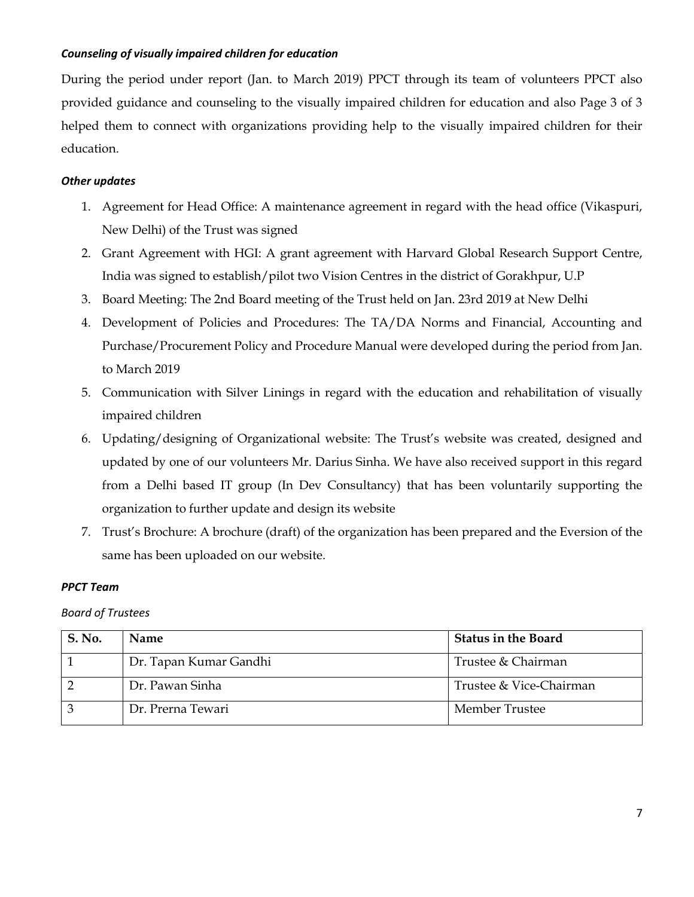***Counseling of visually impaired children for education***

During the period under report (Jan. to March 2019) PPCT through its team of volunteers PPCT also provided guidance and counseling to the visually impaired children for education and also Page 3 of 3 helped them to connect with organizations providing help to the visually impaired children for their education.

***Other updates***

1. Agreement for Head Office: A maintenance agreement in regard with the head office (Vikaspuri, New Delhi) of the Trust was signed
2. Grant Agreement with HGI: A grant agreement with Harvard Global Research Support Centre, India was signed to establish/pilot two Vision Centres in the district of Gorakhpur, U.P
3. Board Meeting: The 2nd Board meeting of the Trust held on Jan. 23rd 2019 at New Delhi
4. Development of Policies and Procedures: The TA/DA Norms and Financial, Accounting and Purchase/Procurement Policy and Procedure Manual were developed during the period from Jan. to March 2019
5. Communication with Silver Linings in regard with the education and rehabilitation of visually impaired children
6. Updating/designing of Organizational website: The Trust's website was created, designed and updated by one of our volunteers Mr. Darius Sinha. We have also received support in this regard from a Delhi based IT group (In Dev Consultancy) that has been voluntarily supporting the organization to further update and design its website
7. Trust's Brochure: A brochure (draft) of the organization has been prepared and the Eversion of the same has been uploaded on our website.

***PPCT Team***

*Board of Trustees*

| S. No. | Name | Status in the Board |
|---|---|---|
| 1 | Dr. Tapan Kumar Gandhi | Trustee & Chairman |
| 2 | Dr. Pawan Sinha | Trustee & Vice-Chairman |
| 3 | Dr. Prerna Tewari | Member Trustee |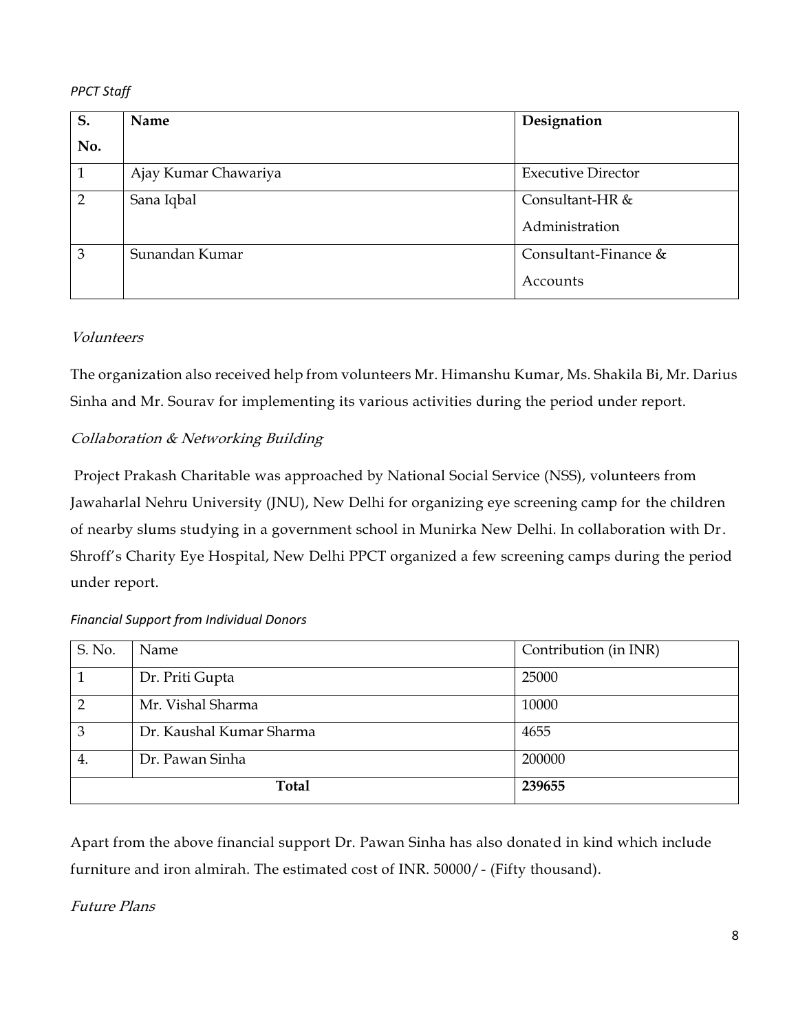*PPCT Staff*

| S. No. | Name | Designation |
|---|---|---|
| 1 | Ajay Kumar Chawariya | Executive Director |
| 2 | Sana Iqbal | Consultant-HR & Administration |
| 3 | Sunandan Kumar | Consultant-Finance & Accounts |

*Volunteers*

The organization also received help from volunteers Mr. Himanshu Kumar, Ms. Shakila Bi, Mr. Darius Sinha and Mr. Sourav for implementing its various activities during the period under report.

*Collaboration & Networking Building*

Project Prakash Charitable was approached by National Social Service (NSS), volunteers from Jawaharlal Nehru University (JNU), New Delhi for organizing eye screening camp for the children of nearby slums studying in a government school in Munirka New Delhi. In collaboration with Dr. Shroff's Charity Eye Hospital, New Delhi PPCT organized a few screening camps during the period under report.

*Financial Support from Individual Donors*

| S. No. | Name | Contribution (in INR) |
|---|---|---|
| 1 | Dr. Priti Gupta | 25000 |
| 2 | Mr. Vishal Sharma | 10000 |
| 3 | Dr. Kaushal Kumar Sharma | 4655 |
| 4. | Dr. Pawan Sinha | 200000 |
| **Total** | | **239655** |

Apart from the above financial support Dr. Pawan Sinha has also donated in kind which include furniture and iron almirah. The estimated cost of INR. 50000/- (Fifty thousand).

*Future Plans*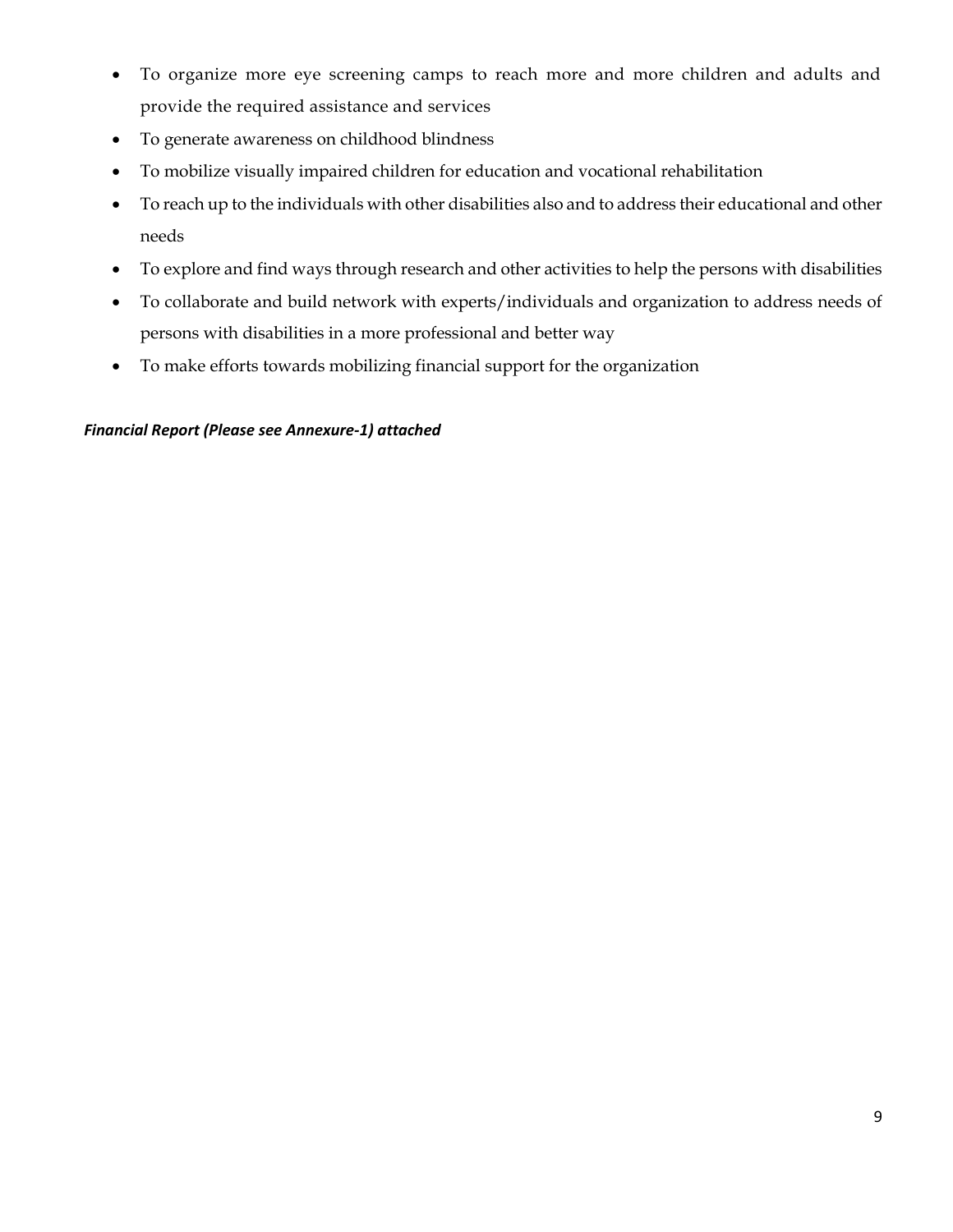- To organize more eye screening camps to reach more and more children and adults and provide the required assistance and services
- To generate awareness on childhood blindness
- To mobilize visually impaired children for education and vocational rehabilitation
- To reach up to the individuals with other disabilities also and to address their educational and other needs
- To explore and find ways through research and other activities to help the persons with disabilities
- To collaborate and build network with experts/individuals and organization to address needs of persons with disabilities in a more professional and better way
- To make efforts towards mobilizing financial support for the organization

***Financial Report (Please see Annexure-1) attached***